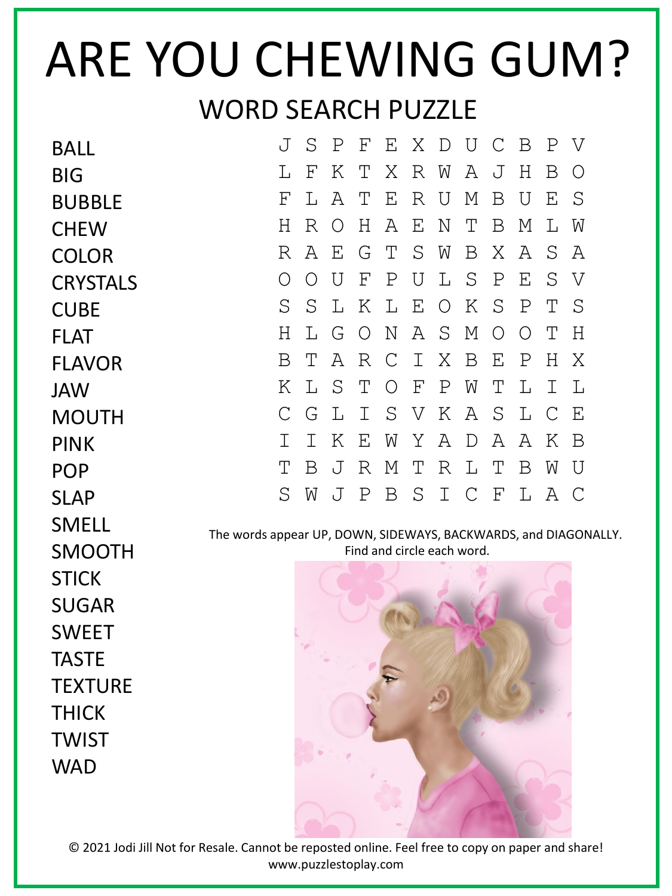# ARE YOU CHEWING GUM?

## WORD SEARCH PUZZLE

- BALL
- BIG
- BUBBLE
- CHEW
- COLOR
- CRYSTALS
- CUBE
- FLAT
- FLAVOR
- JAW
- MOUTH
- PINK
- POP
- SLAP
- SMELL
- SMOOTH
- STICK
- SUGAR
- SWEET
- TASTE
- TEXTURE
- THICK
- TWIST
- WAD

```
J S P F E X D U C B P V
L F K T X R W A J H B O
F L A T E R U M B U E S
H R O H A E N T B M L W
R A E G T S W B X A S A
O O U F P U L S P E S V
S S L K L E O K S P T S
H L G O N A S M O O T H
B T A R C I X B E P H X
K L S T O F P W T L I L
C G L I S V K A S L C E
I I K E W Y A D A A K B
T B J R M T R L T B W U
S W J P B S I C F L A C
```

The words appear UP, DOWN, SIDEWAYS, BACKWARDS, and DIAGONALLY. Find and circle each word.

© 2021 Jodi Jill Not for Resale. Cannot be reposted online. Feel free to copy on paper and share!
www.puzzlestoplay.com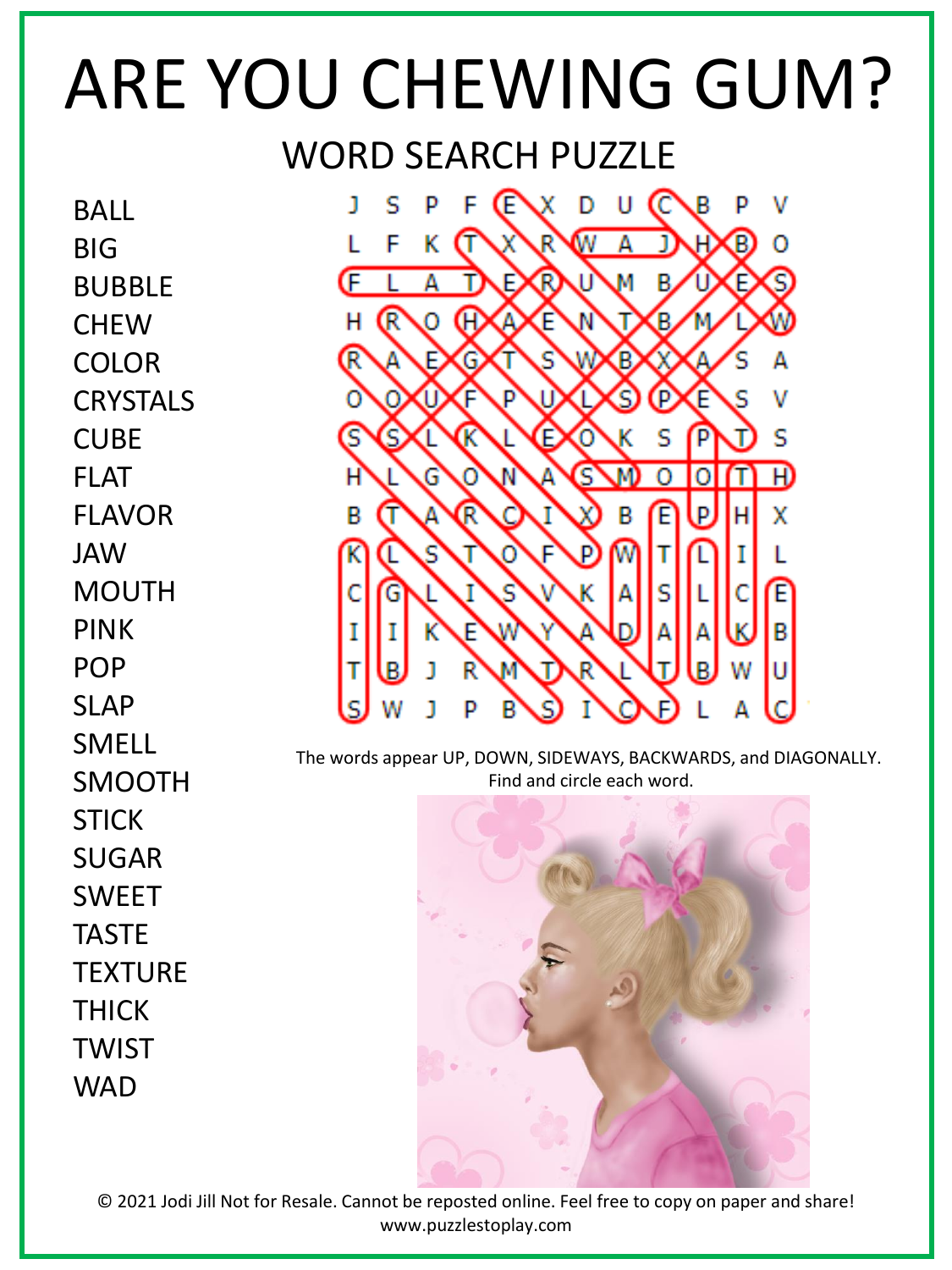# ARE YOU CHEWING GUM?

## WORD SEARCH PUZZLE

- BALL
- BIG
- BUBBLE
- CHEW
- COLOR
- CRYSTALS
- CUBE
- FLAT
- FLAVOR
- JAW
- MOUTH
- PINK
- POP
- SLAP
- SMELL
- SMOOTH
- STICK
- SUGAR
- SWEET
- TASTE
- TEXTURE
- THICK
- TWIST
- WAD

| | | | | | | | | | | | |
|---|---|---|---|---|---|---|---|---|---|---|---|
| J | S | P | F | E | X | D | U | C | B | P | V |
| L | F | K | T | X | R | W | A | J | H | B | O |
| F | L | A | T | E | R | U | M | B | U | E | S |
| H | R | O | H | A | E | N | T | B | M | L | W |
| R | A | E | G | T | S | W | B | X | A | S | A |
| O | O | U | F | P | U | L | S | P | E | S | V |
| S | S | L | K | L | E | O | K | S | P | T | S |
| H | L | G | O | N | A | S | M | O | O | T | H |
| B | T | A | R | C | I | X | B | E | P | H | X |
| K | L | S | T | O | F | P | W | T | L | I | L |
| C | G | L | I | S | V | K | A | S | L | C | E |
| I | I | K | E | W | Y | A | D | A | A | K | B |
| T | B | J | R | M | T | R | L | T | B | W | U |
| S | W | J | P | B | S | I | C | F | L | A | C |

The words appear UP, DOWN, SIDEWAYS, BACKWARDS, and DIAGONALLY.
Find and circle each word.

© 2021 Jodi Jill Not for Resale. Cannot be reposted online. Feel free to copy on paper and share!
www.puzzlestoplay.com